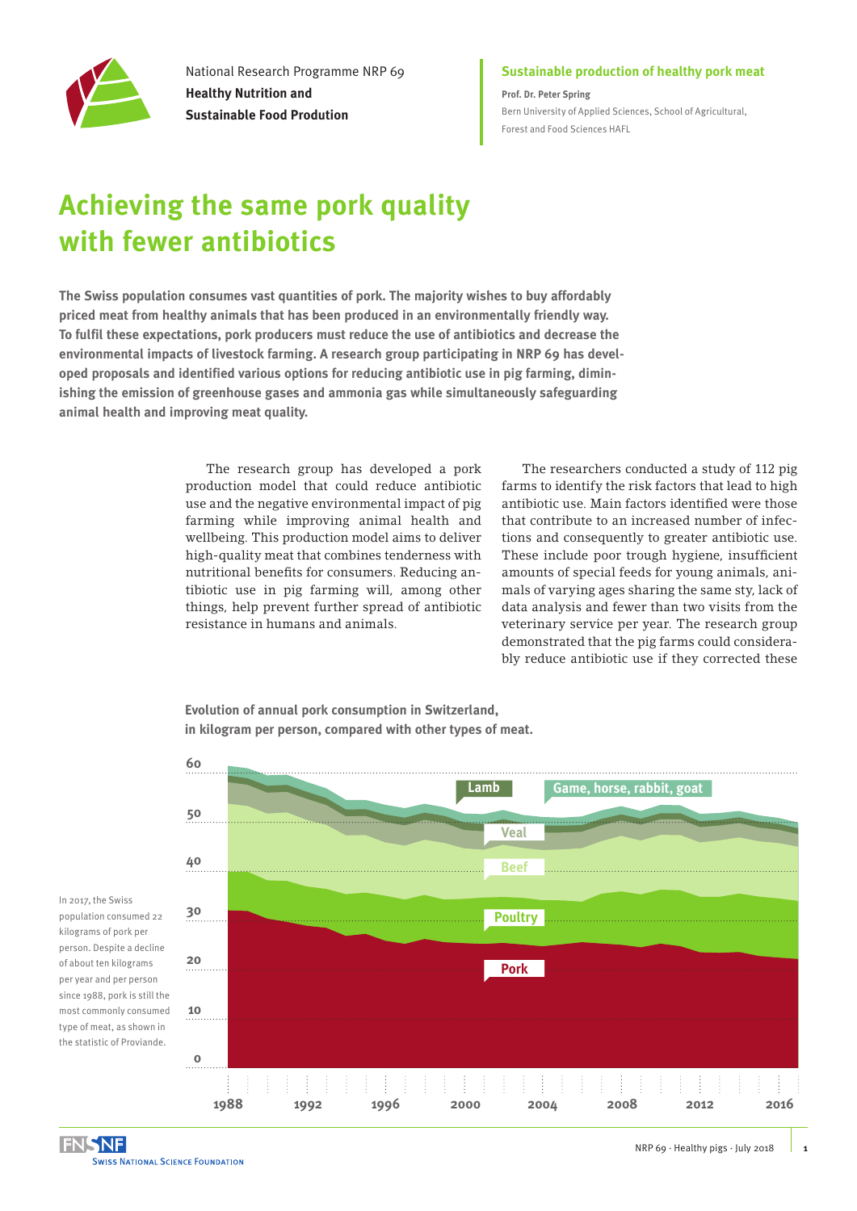National Research Programme NRP 69
**Healthy Nutrition and Sustainable Food Prodution**

**Sustainable production of healthy pork meat**

**Prof. Dr. Peter Spring**
Bern University of Applied Sciences, School of Agricultural, Forest and Food Sciences HAFL

# Achieving the same pork quality with fewer antibiotics

**The Swiss population consumes vast quantities of pork. The majority wishes to buy affordably priced meat from healthy animals that has been produced in an environmentally friendly way. To fulfil these expectations, pork producers must reduce the use of antibiotics and decrease the environmental impacts of livestock farming. A research group participating in NRP 69 has developed proposals and identified various options for reducing antibiotic use in pig farming, diminishing the emission of greenhouse gases and ammonia gas while simultaneously safeguarding animal health and improving meat quality.**

The research group has developed a pork production model that could reduce antibiotic use and the negative environmental impact of pig farming while improving animal health and wellbeing. This production model aims to deliver high-quality meat that combines tenderness with nutritional benefits for consumers. Reducing antibiotic use in pig farming will, among other things, help prevent further spread of antibiotic resistance in humans and animals.

The researchers conducted a study of 112 pig farms to identify the risk factors that lead to high antibiotic use. Main factors identified were those that contribute to an increased number of infections and consequently to greater antibiotic use. These include poor trough hygiene, insufficient amounts of special feeds for young animals, animals of varying ages sharing the same sty, lack of data analysis and fewer than two visits from the veterinary service per year. The research group demonstrated that the pig farms could considerably reduce antibiotic use if they corrected these

**Evolution of annual pork consumption in Switzerland, in kilogram per person, compared with other types of meat.**

In 2017, the Swiss population consumed 22 kilograms of pork per person. Despite a decline of about ten kilograms per year and per person since 1988, pork is still the most commonly consumed type of meat, as shown in the statistic of Proviande.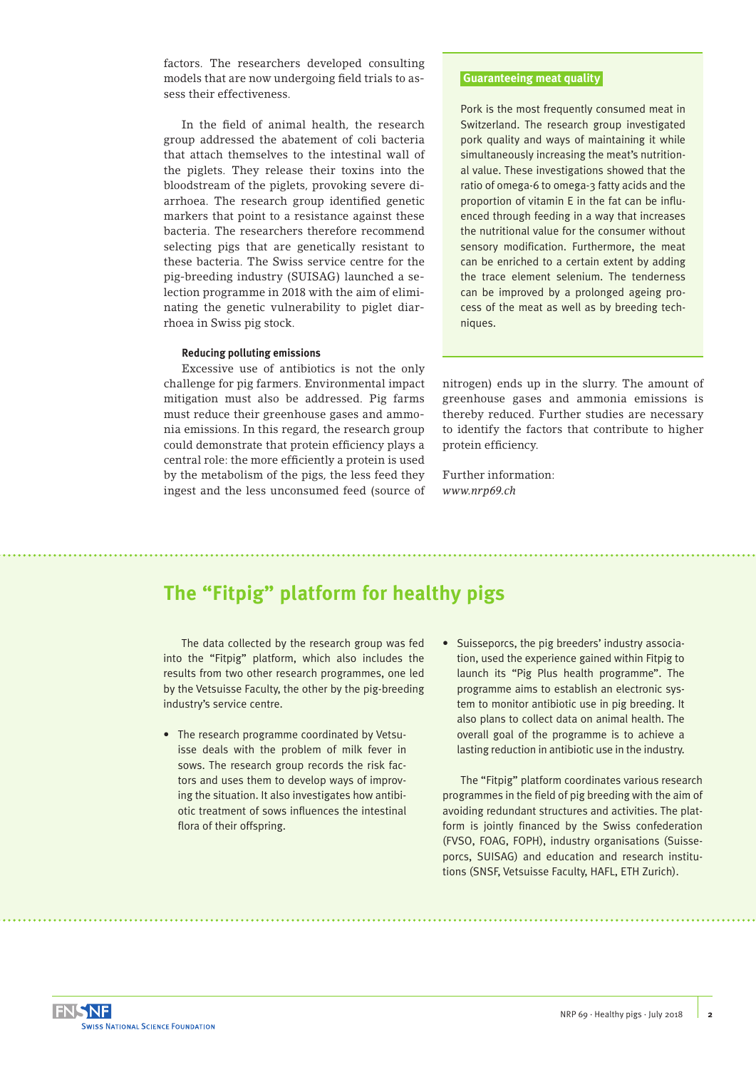factors. The researchers developed consulting models that are now undergoing field trials to assess their effectiveness.

In the field of animal health, the research group addressed the abatement of coli bacteria that attach themselves to the intestinal wall of the piglets. They release their toxins into the bloodstream of the piglets, provoking severe diarrhoea. The research group identified genetic markers that point to a resistance against these bacteria. The researchers therefore recommend selecting pigs that are genetically resistant to these bacteria. The Swiss service centre for the pig-breeding industry (SUISAG) launched a selection programme in 2018 with the aim of eliminating the genetic vulnerability to piglet diarrhoea in Swiss pig stock.

### Reducing polluting emissions

Excessive use of antibiotics is not the only challenge for pig farmers. Environmental impact mitigation must also be addressed. Pig farms must reduce their greenhouse gases and ammonia emissions. In this regard, the research group could demonstrate that protein efficiency plays a central role: the more efficiently a protein is used by the metabolism of the pigs, the less feed they ingest and the less unconsumed feed (source of nitrogen) ends up in the slurry. The amount of greenhouse gases and ammonia emissions is thereby reduced. Further studies are necessary to identify the factors that contribute to higher protein efficiency.

Further information:
*www.nrp69.ch*

### Guaranteeing meat quality

Pork is the most frequently consumed meat in Switzerland. The research group investigated pork quality and ways of maintaining it while simultaneously increasing the meat's nutritional value. These investigations showed that the ratio of omega-6 to omega-3 fatty acids and the proportion of vitamin E in the fat can be influenced through feeding in a way that increases the nutritional value for the consumer without sensory modification. Furthermore, the meat can be enriched to a certain extent by adding the trace element selenium. The tenderness can be improved by a prolonged ageing process of the meat as well as by breeding techniques.

## The "Fitpig" platform for healthy pigs

The data collected by the research group was fed into the "Fitpig" platform, which also includes the results from two other research programmes, one led by the Vetsuisse Faculty, the other by the pig-breeding industry's service centre.

- The research programme coordinated by Vetsuisse deals with the problem of milk fever in sows. The research group records the risk factors and uses them to develop ways of improving the situation. It also investigates how antibiotic treatment of sows influences the intestinal flora of their offspring.
- Suisseporcs, the pig breeders' industry association, used the experience gained within Fitpig to launch its "Pig Plus health programme". The programme aims to establish an electronic system to monitor antibiotic use in pig breeding. It also plans to collect data on animal health. The overall goal of the programme is to achieve a lasting reduction in antibiotic use in the industry.

The "Fitpig" platform coordinates various research programmes in the field of pig breeding with the aim of avoiding redundant structures and activities. The platform is jointly financed by the Swiss confederation (FVSO, FOAG, FOPH), industry organisations (Suisseporcs, SUISAG) and education and research institutions (SNSF, Vetsuisse Faculty, HAFL, ETH Zurich).